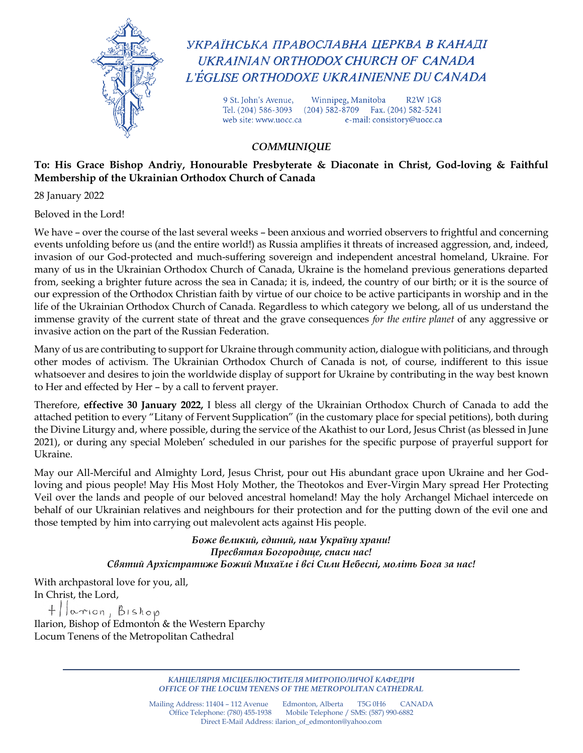# УКРАЇНСЬКА ПРАВОСЛАВНА ЦЕРКВА В КАНАДІ
# UKRAINIAN ORTHODOX CHURCH OF CANADA
# L'ÉGLISE ORTHODOXE UKRAINIENNE DU CANADA

9 St. John's Avenue, Winnipeg, Manitoba R2W 1G8
Tel. (204) 586-3093 (204) 582-8709 Fax. (204) 582-5241
web site: www.uocc.ca e-mail: consistory@uocc.ca

*COMMUNIQUE*

**To: His Grace Bishop Andriy, Honourable Presbyterate & Diaconate in Christ, God-loving & Faithful Membership of the Ukrainian Orthodox Church of Canada**

28 January 2022

Beloved in the Lord!

We have – over the course of the last several weeks – been anxious and worried observers to frightful and concerning events unfolding before us (and the entire world!) as Russia amplifies it threats of increased aggression, and, indeed, invasion of our God-protected and much-suffering sovereign and independent ancestral homeland, Ukraine. For many of us in the Ukrainian Orthodox Church of Canada, Ukraine is the homeland previous generations departed from, seeking a brighter future across the sea in Canada; it is, indeed, the country of our birth; or it is the source of our expression of the Orthodox Christian faith by virtue of our choice to be active participants in worship and in the life of the Ukrainian Orthodox Church of Canada. Regardless to which category we belong, all of us understand the immense gravity of the current state of threat and the grave consequences *for the entire planet* of any aggressive or invasive action on the part of the Russian Federation.

Many of us are contributing to support for Ukraine through community action, dialogue with politicians, and through other modes of activism. The Ukrainian Orthodox Church of Canada is not, of course, indifferent to this issue whatsoever and desires to join the worldwide display of support for Ukraine by contributing in the way best known to Her and effected by Her – by a call to fervent prayer.

Therefore, **effective 30 January 2022,** I bless all clergy of the Ukrainian Orthodox Church of Canada to add the attached petition to every "Litany of Fervent Supplication" (in the customary place for special petitions), both during the Divine Liturgy and, where possible, during the service of the Akathist to our Lord, Jesus Christ (as blessed in June 2021), or during any special Moleben' scheduled in our parishes for the specific purpose of prayerful support for Ukraine.

May our All-Merciful and Almighty Lord, Jesus Christ, pour out His abundant grace upon Ukraine and her God-loving and pious people! May His Most Holy Mother, the Theotokos and Ever-Virgin Mary spread Her Protecting Veil over the lands and people of our beloved ancestral homeland! May the holy Archangel Michael intercede on behalf of our Ukrainian relatives and neighbours for their protection and for the putting down of the evil one and those tempted by him into carrying out malevolent acts against His people.

***Боже великий, єдиний, нам Україну храни!***
***Пресвятая Богородице, спаси нас!***
***Святий Архістратиже Божий Михаїле і всі Сили Небесні, моліть Бога за нас!***

With archpastoral love for you, all,
In Christ, the Lord,

+Ilarion, Bishop

Ilarion, Bishop of Edmonton & the Western Eparchy
Locum Tenens of the Metropolitan Cathedral

***КАНЦЕЛЯРІЯ МІСЦЕБЛЮСТИТЕЛЯ МИТРОПОЛИЧОЇ КАФЕДРИ***
***OFFICE OF THE LOCUM TENENS OF THE METROPOLITAN CATHEDRAL***

Mailing Address: 11404 – 112 Avenue Edmonton, Alberta T5G 0H6 CANADA
Office Telephone: (780) 455-1938 Mobile Telephone / SMS: (587) 990-6882
Direct E-Mail Address: ilarion_of_edmonton@yahoo.com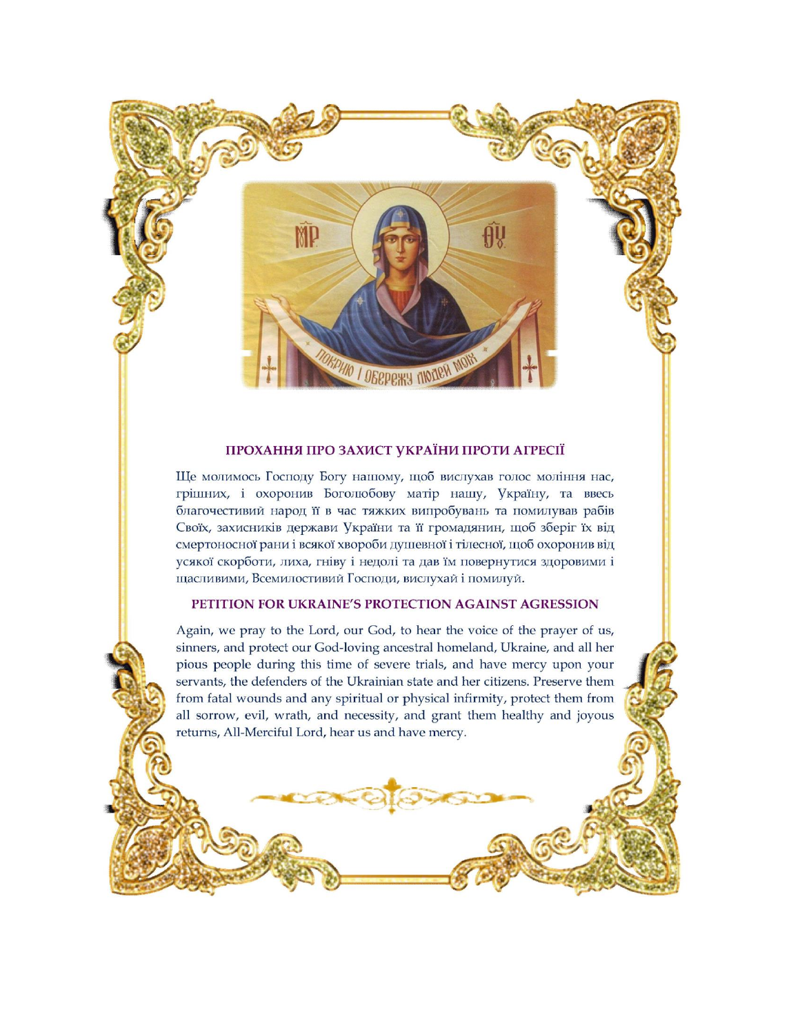## ПРОХАННЯ ПРО ЗАХИСТ УКРАЇНИ ПРОТИ АГРЕСІЇ

Ще молимось Господу Богу нашому, щоб вислухав голос моління нас, грішних, і охоронив Боголюбову матір нашу, Україну, та ввесь благочестивий народ її в час тяжких випробувань та помилував рабів Своїх, захисників держави України та її громадянин, щоб зберіг їх від смертоносної рани і всякої хвороби душевної і тілесної, щоб охоронив від усякої скорботи, лиха, гніву і недолі та дав їм повернутися здоровими і щасливими, Всемилостивий Господи, вислухай і помилуй.

## PETITION FOR UKRAINE'S PROTECTION AGAINST AGRESSION

Again, we pray to the Lord, our God, to hear the voice of the prayer of us, sinners, and protect our God-loving ancestral homeland, Ukraine, and all her pious people during this time of severe trials, and have mercy upon your servants, the defenders of the Ukrainian state and her citizens. Preserve them from fatal wounds and any spiritual or physical infirmity, protect them from all sorrow, evil, wrath, and necessity, and grant them healthy and joyous returns, All-Merciful Lord, hear us and have mercy.